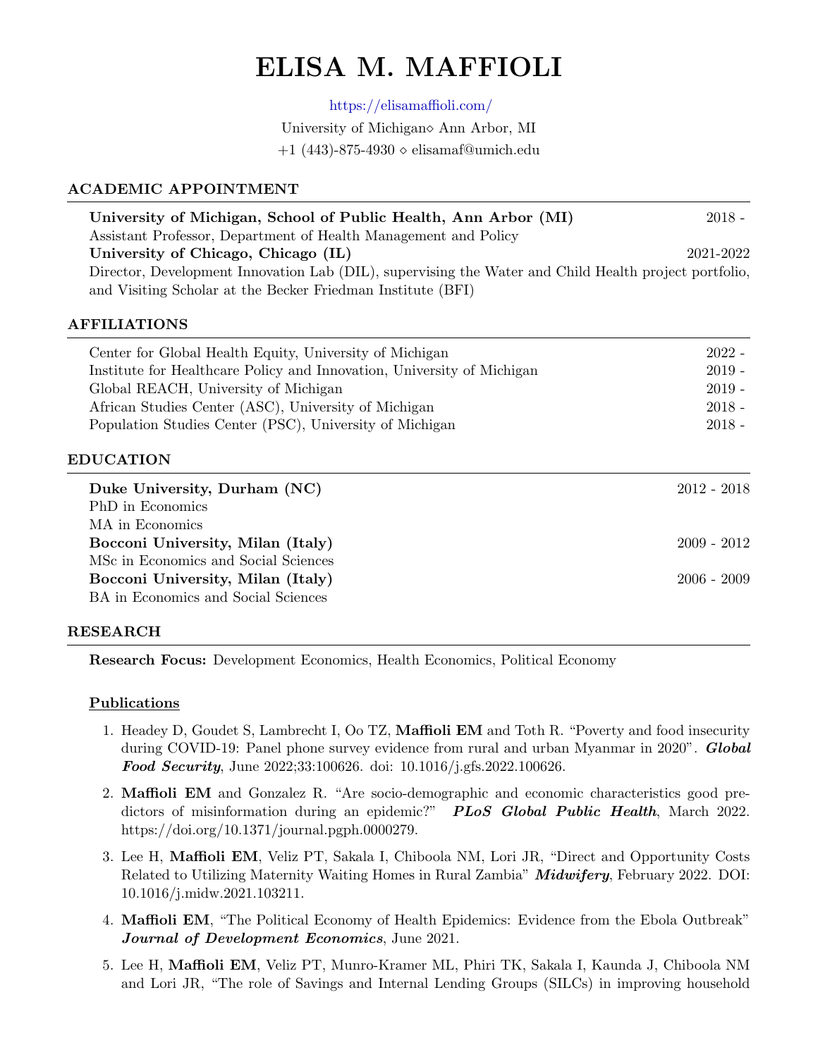# ELISA M. MAFFIOLI

https://elisamaffioli.com/

University of Michigan ⋄ Ann Arbor, MI

+1 (443)-875-4930 ⋄ elisamaf@umich.edu

## ACADEMIC APPOINTMENT

**University of Michigan, School of Public Health, Ann Arbor (MI)** 2018 -

Assistant Professor, Department of Health Management and Policy

**University of Chicago, Chicago (IL)** 2021-2022

Director, Development Innovation Lab (DIL), supervising the Water and Child Health project portfolio, and Visiting Scholar at the Becker Friedman Institute (BFI)

## AFFILIATIONS

| | |
|---|---|
| Center for Global Health Equity, University of Michigan | 2022 - |
| Institute for Healthcare Policy and Innovation, University of Michigan | 2019 - |
| Global REACH, University of Michigan | 2019 - |
| African Studies Center (ASC), University of Michigan | 2018 - |
| Population Studies Center (PSC), University of Michigan | 2018 - |

## EDUCATION

**Duke University, Durham (NC)** 2012 - 2018

PhD in Economics

MA in Economics

**Bocconi University, Milan (Italy)** 2009 - 2012

MSc in Economics and Social Sciences

**Bocconi University, Milan (Italy)** 2006 - 2009

BA in Economics and Social Sciences

## RESEARCH

**Research Focus:** Development Economics, Health Economics, Political Economy

### Publications

1. Headey D, Goudet S, Lambrecht I, Oo TZ, **Maffioli EM** and Toth R. "Poverty and food insecurity during COVID-19: Panel phone survey evidence from rural and urban Myanmar in 2020". ***Global Food Security***, June 2022;33:100626. doi: 10.1016/j.gfs.2022.100626.
2. **Maffioli EM** and Gonzalez R. "Are socio-demographic and economic characteristics good predictors of misinformation during an epidemic?" ***PLoS Global Public Health***, March 2022. https://doi.org/10.1371/journal.pgph.0000279.
3. Lee H, **Maffioli EM**, Veliz PT, Sakala I, Chiboola NM, Lori JR, "Direct and Opportunity Costs Related to Utilizing Maternity Waiting Homes in Rural Zambia" ***Midwifery***, February 2022. DOI: 10.1016/j.midw.2021.103211.
4. **Maffioli EM**, "The Political Economy of Health Epidemics: Evidence from the Ebola Outbreak" ***Journal of Development Economics***, June 2021.
5. Lee H, **Maffioli EM**, Veliz PT, Munro-Kramer ML, Phiri TK, Sakala I, Kaunda J, Chiboola NM and Lori JR, "The role of Savings and Internal Lending Groups (SILCs) in improving household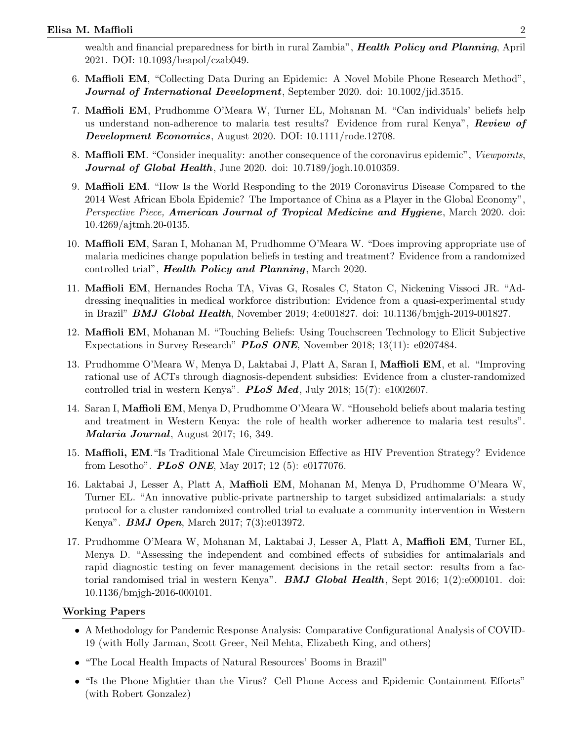wealth and financial preparedness for birth in rural Zambia", ***Health Policy and Planning***, April 2021. DOI: 10.1093/heapol/czab049.

6. **Maffioli EM**, "Collecting Data During an Epidemic: A Novel Mobile Phone Research Method", ***Journal of International Development***, September 2020. doi: 10.1002/jid.3515.

7. **Maffioli EM**, Prudhomme O'Meara W, Turner EL, Mohanan M. "Can individuals' beliefs help us understand non-adherence to malaria test results? Evidence from rural Kenya", ***Review of Development Economics***, August 2020. DOI: 10.1111/rode.12708.

8. **Maffioli EM**. "Consider inequality: another consequence of the coronavirus epidemic", *Viewpoints*, ***Journal of Global Health***, June 2020. doi: 10.7189/jogh.10.010359.

9. **Maffioli EM**. "How Is the World Responding to the 2019 Coronavirus Disease Compared to the 2014 West African Ebola Epidemic? The Importance of China as a Player in the Global Economy", *Perspective Piece,* ***American Journal of Tropical Medicine and Hygiene***, March 2020. doi: 10.4269/ajtmh.20-0135.

10. **Maffioli EM**, Saran I, Mohanan M, Prudhomme O'Meara W. "Does improving appropriate use of malaria medicines change population beliefs in testing and treatment? Evidence from a randomized controlled trial", ***Health Policy and Planning***, March 2020.

11. **Maffioli EM**, Hernandes Rocha TA, Vivas G, Rosales C, Staton C, Nickening Vissoci JR. "Addressing inequalities in medical workforce distribution: Evidence from a quasi-experimental study in Brazil" ***BMJ Global Health***, November 2019; 4:e001827. doi: 10.1136/bmjgh-2019-001827.

12. **Maffioli EM**, Mohanan M. "Touching Beliefs: Using Touchscreen Technology to Elicit Subjective Expectations in Survey Research" ***PLoS ONE***, November 2018; 13(11): e0207484.

13. Prudhomme O'Meara W, Menya D, Laktabai J, Platt A, Saran I, **Maffioli EM**, et al. "Improving rational use of ACTs through diagnosis-dependent subsidies: Evidence from a cluster-randomized controlled trial in western Kenya". ***PLoS Med***, July 2018; 15(7): e1002607.

14. Saran I, **Maffioli EM**, Menya D, Prudhomme O'Meara W. "Household beliefs about malaria testing and treatment in Western Kenya: the role of health worker adherence to malaria test results". ***Malaria Journal***, August 2017; 16, 349.

15. **Maffioli, EM**."Is Traditional Male Circumcision Effective as HIV Prevention Strategy? Evidence from Lesotho". ***PLoS ONE***, May 2017; 12 (5): e0177076.

16. Laktabai J, Lesser A, Platt A, **Maffioli EM**, Mohanan M, Menya D, Prudhomme O'Meara W, Turner EL. "An innovative public-private partnership to target subsidized antimalarials: a study protocol for a cluster randomized controlled trial to evaluate a community intervention in Western Kenya". ***BMJ Open***, March 2017; 7(3):e013972.

17. Prudhomme O'Meara W, Mohanan M, Laktabai J, Lesser A, Platt A, **Maffioli EM**, Turner EL, Menya D. "Assessing the independent and combined effects of subsidies for antimalarials and rapid diagnostic testing on fever management decisions in the retail sector: results from a factorial randomised trial in western Kenya". ***BMJ Global Health***, Sept 2016; 1(2):e000101. doi: 10.1136/bmjgh-2016-000101.

## Working Papers

- A Methodology for Pandemic Response Analysis: Comparative Configurational Analysis of COVID-19 (with Holly Jarman, Scott Greer, Neil Mehta, Elizabeth King, and others)
- "The Local Health Impacts of Natural Resources' Booms in Brazil"
- "Is the Phone Mightier than the Virus? Cell Phone Access and Epidemic Containment Efforts" (with Robert Gonzalez)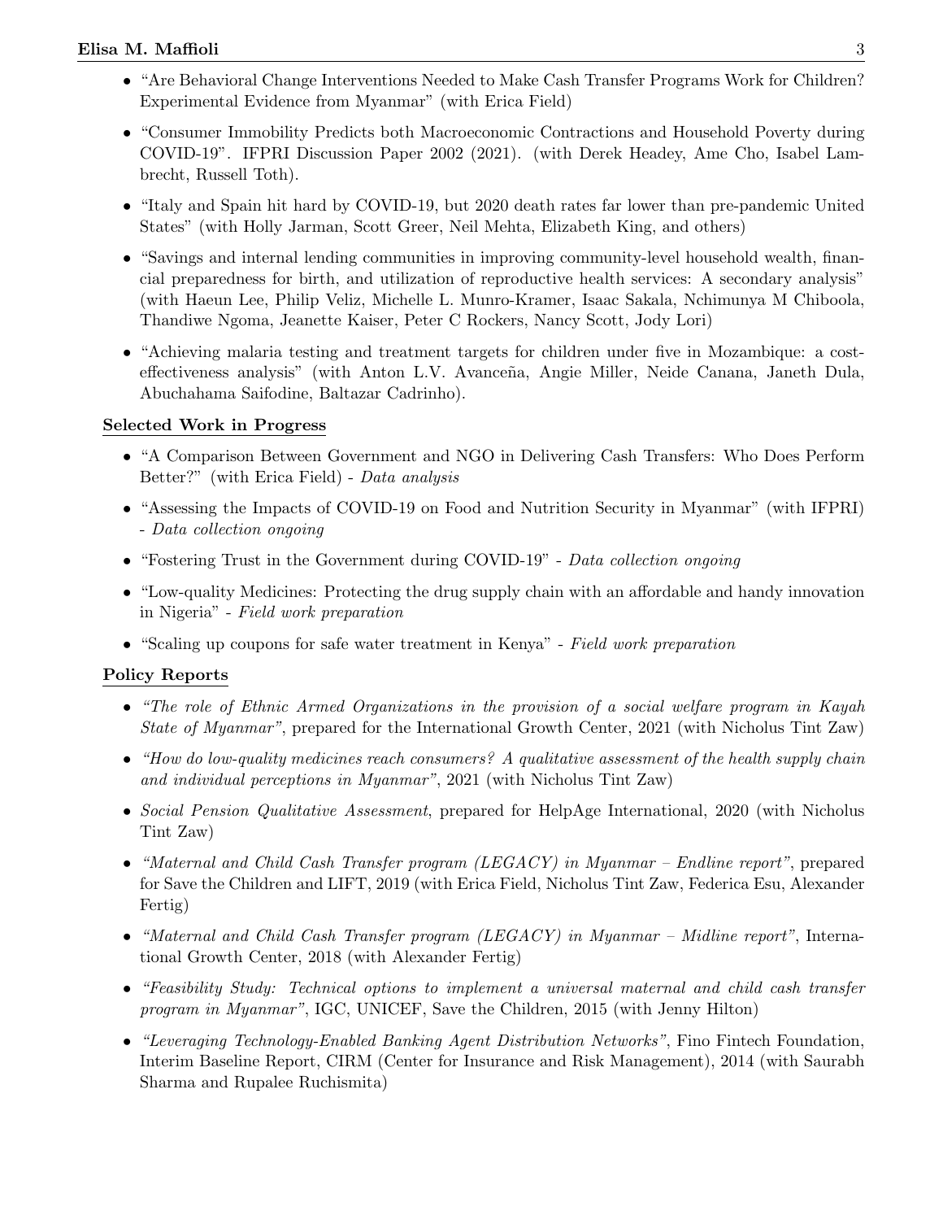- "Are Behavioral Change Interventions Needed to Make Cash Transfer Programs Work for Children? Experimental Evidence from Myanmar" (with Erica Field)
- "Consumer Immobility Predicts both Macroeconomic Contractions and Household Poverty during COVID-19". IFPRI Discussion Paper 2002 (2021). (with Derek Headey, Ame Cho, Isabel Lambrecht, Russell Toth).
- "Italy and Spain hit hard by COVID-19, but 2020 death rates far lower than pre-pandemic United States" (with Holly Jarman, Scott Greer, Neil Mehta, Elizabeth King, and others)
- "Savings and internal lending communities in improving community-level household wealth, financial preparedness for birth, and utilization of reproductive health services: A secondary analysis" (with Haeun Lee, Philip Veliz, Michelle L. Munro-Kramer, Isaac Sakala, Nchimunya M Chiboola, Thandiwe Ngoma, Jeanette Kaiser, Peter C Rockers, Nancy Scott, Jody Lori)
- "Achieving malaria testing and treatment targets for children under five in Mozambique: a cost-effectiveness analysis" (with Anton L.V. Avanceña, Angie Miller, Neide Canana, Janeth Dula, Abuchahama Saifodine, Baltazar Cadrinho).

## Selected Work in Progress

- "A Comparison Between Government and NGO in Delivering Cash Transfers: Who Does Perform Better?" (with Erica Field) - *Data analysis*
- "Assessing the Impacts of COVID-19 on Food and Nutrition Security in Myanmar" (with IFPRI) - *Data collection ongoing*
- "Fostering Trust in the Government during COVID-19" - *Data collection ongoing*
- "Low-quality Medicines: Protecting the drug supply chain with an affordable and handy innovation in Nigeria" - *Field work preparation*
- "Scaling up coupons for safe water treatment in Kenya" - *Field work preparation*

## Policy Reports

- *"The role of Ethnic Armed Organizations in the provision of a social welfare program in Kayah State of Myanmar"*, prepared for the International Growth Center, 2021 (with Nicholus Tint Zaw)
- *"How do low-quality medicines reach consumers? A qualitative assessment of the health supply chain and individual perceptions in Myanmar"*, 2021 (with Nicholus Tint Zaw)
- *Social Pension Qualitative Assessment*, prepared for HelpAge International, 2020 (with Nicholus Tint Zaw)
- *"Maternal and Child Cash Transfer program (LEGACY) in Myanmar – Endline report"*, prepared for Save the Children and LIFT, 2019 (with Erica Field, Nicholus Tint Zaw, Federica Esu, Alexander Fertig)
- *"Maternal and Child Cash Transfer program (LEGACY) in Myanmar – Midline report"*, International Growth Center, 2018 (with Alexander Fertig)
- *"Feasibility Study: Technical options to implement a universal maternal and child cash transfer program in Myanmar"*, IGC, UNICEF, Save the Children, 2015 (with Jenny Hilton)
- *"Leveraging Technology-Enabled Banking Agent Distribution Networks"*, Fino Fintech Foundation, Interim Baseline Report, CIRM (Center for Insurance and Risk Management), 2014 (with Saurabh Sharma and Rupalee Ruchismita)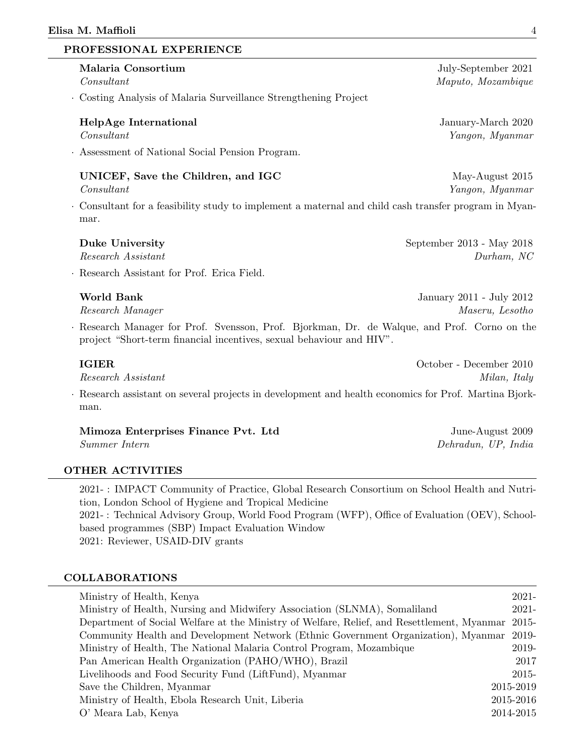## PROFESSIONAL EXPERIENCE

**Malaria Consortium** — July-September 2021
*Consultant* — *Maputo, Mozambique*

- Costing Analysis of Malaria Surveillance Strengthening Project

**HelpAge International** — January-March 2020
*Consultant* — *Yangon, Myanmar*

- Assessment of National Social Pension Program.

**UNICEF, Save the Children, and IGC** — May-August 2015
*Consultant* — *Yangon, Myanmar*

- Consultant for a feasibility study to implement a maternal and child cash transfer program in Myanmar.

**Duke University** — September 2013 - May 2018
*Research Assistant* — *Durham, NC*

- Research Assistant for Prof. Erica Field.

**World Bank** — January 2011 - July 2012
*Research Manager* — *Maseru, Lesotho*

- Research Manager for Prof. Svensson, Prof. Bjorkman, Dr. de Walque, and Prof. Corno on the project "Short-term financial incentives, sexual behaviour and HIV".

**IGIER** — October - December 2010
*Research Assistant* — *Milan, Italy*

- Research assistant on several projects in development and health economics for Prof. Martina Bjorkman.

**Mimoza Enterprises Finance Pvt. Ltd** — June-August 2009
*Summer Intern* — *Dehradun, UP, India*

## OTHER ACTIVITIES

2021- : IMPACT Community of Practice, Global Research Consortium on School Health and Nutrition, London School of Hygiene and Tropical Medicine
2021- : Technical Advisory Group, World Food Program (WFP), Office of Evaluation (OEV), School-based programmes (SBP) Impact Evaluation Window
2021: Reviewer, USAID-DIV grants

## COLLABORATIONS

| | |
|---|---|
| Ministry of Health, Kenya | 2021- |
| Ministry of Health, Nursing and Midwifery Association (SLNMA), Somaliland | 2021- |
| Department of Social Welfare at the Ministry of Welfare, Relief, and Resettlement, Myanmar | 2015- |
| Community Health and Development Network (Ethnic Government Organization), Myanmar | 2019- |
| Ministry of Health, The National Malaria Control Program, Mozambique | 2019- |
| Pan American Health Organization (PAHO/WHO), Brazil | 2017 |
| Livelihoods and Food Security Fund (LiftFund), Myanmar | 2015- |
| Save the Children, Myanmar | 2015-2019 |
| Ministry of Health, Ebola Research Unit, Liberia | 2015-2016 |
| O' Meara Lab, Kenya | 2014-2015 |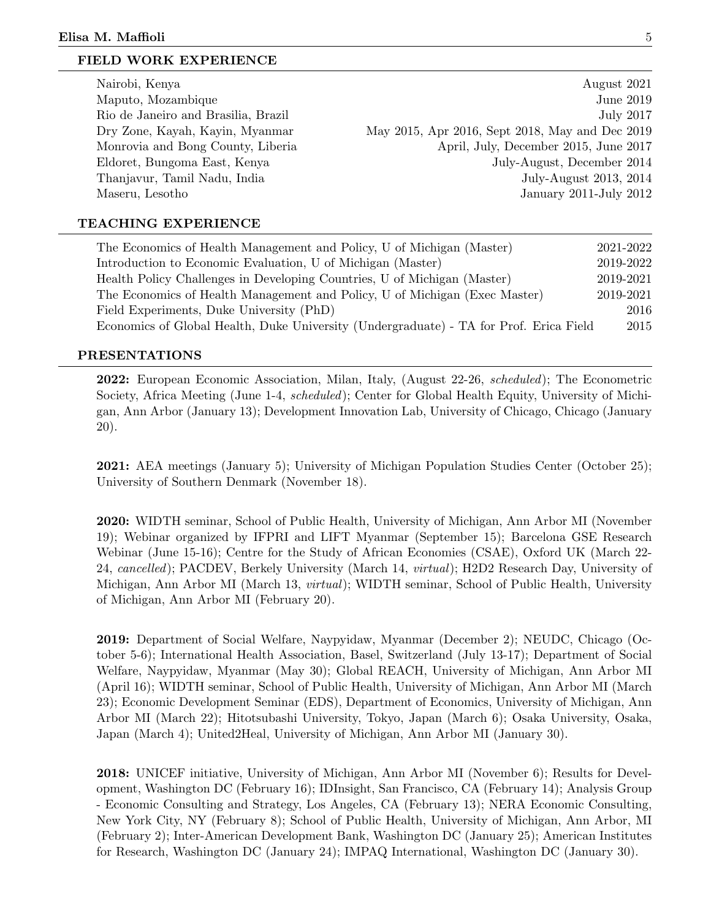## FIELD WORK EXPERIENCE

| | |
|---|---|
| Nairobi, Kenya | August 2021 |
| Maputo, Mozambique | June 2019 |
| Rio de Janeiro and Brasilia, Brazil | July 2017 |
| Dry Zone, Kayah, Kayin, Myanmar | May 2015, Apr 2016, Sept 2018, May and Dec 2019 |
| Monrovia and Bong County, Liberia | April, July, December 2015, June 2017 |
| Eldoret, Bungoma East, Kenya | July-August, December 2014 |
| Thanjavur, Tamil Nadu, India | July-August 2013, 2014 |
| Maseru, Lesotho | January 2011-July 2012 |

## TEACHING EXPERIENCE

| | |
|---|---|
| The Economics of Health Management and Policy, U of Michigan (Master) | 2021-2022 |
| Introduction to Economic Evaluation, U of Michigan (Master) | 2019-2022 |
| Health Policy Challenges in Developing Countries, U of Michigan (Master) | 2019-2021 |
| The Economics of Health Management and Policy, U of Michigan (Exec Master) | 2019-2021 |
| Field Experiments, Duke University (PhD) | 2016 |
| Economics of Global Health, Duke University (Undergraduate) - TA for Prof. Erica Field | 2015 |

## PRESENTATIONS

**2022:** European Economic Association, Milan, Italy, (August 22-26, *scheduled*); The Econometric Society, Africa Meeting (June 1-4, *scheduled*); Center for Global Health Equity, University of Michigan, Ann Arbor (January 13); Development Innovation Lab, University of Chicago, Chicago (January 20).

**2021:** AEA meetings (January 5); University of Michigan Population Studies Center (October 25); University of Southern Denmark (November 18).

**2020:** WIDTH seminar, School of Public Health, University of Michigan, Ann Arbor MI (November 19); Webinar organized by IFPRI and LIFT Myanmar (September 15); Barcelona GSE Research Webinar (June 15-16); Centre for the Study of African Economies (CSAE), Oxford UK (March 22-24, *cancelled*); PACDEV, Berkely University (March 14, *virtual*); H2D2 Research Day, University of Michigan, Ann Arbor MI (March 13, *virtual*); WIDTH seminar, School of Public Health, University of Michigan, Ann Arbor MI (February 20).

**2019:** Department of Social Welfare, Naypyidaw, Myanmar (December 2); NEUDC, Chicago (October 5-6); International Health Association, Basel, Switzerland (July 13-17); Department of Social Welfare, Naypyidaw, Myanmar (May 30); Global REACH, University of Michigan, Ann Arbor MI (April 16); WIDTH seminar, School of Public Health, University of Michigan, Ann Arbor MI (March 23); Economic Development Seminar (EDS), Department of Economics, University of Michigan, Ann Arbor MI (March 22); Hitotsubashi University, Tokyo, Japan (March 6); Osaka University, Osaka, Japan (March 4); United2Heal, University of Michigan, Ann Arbor MI (January 30).

**2018:** UNICEF initiative, University of Michigan, Ann Arbor MI (November 6); Results for Development, Washington DC (February 16); IDInsight, San Francisco, CA (February 14); Analysis Group - Economic Consulting and Strategy, Los Angeles, CA (February 13); NERA Economic Consulting, New York City, NY (February 8); School of Public Health, University of Michigan, Ann Arbor, MI (February 2); Inter-American Development Bank, Washington DC (January 25); American Institutes for Research, Washington DC (January 24); IMPAQ International, Washington DC (January 30).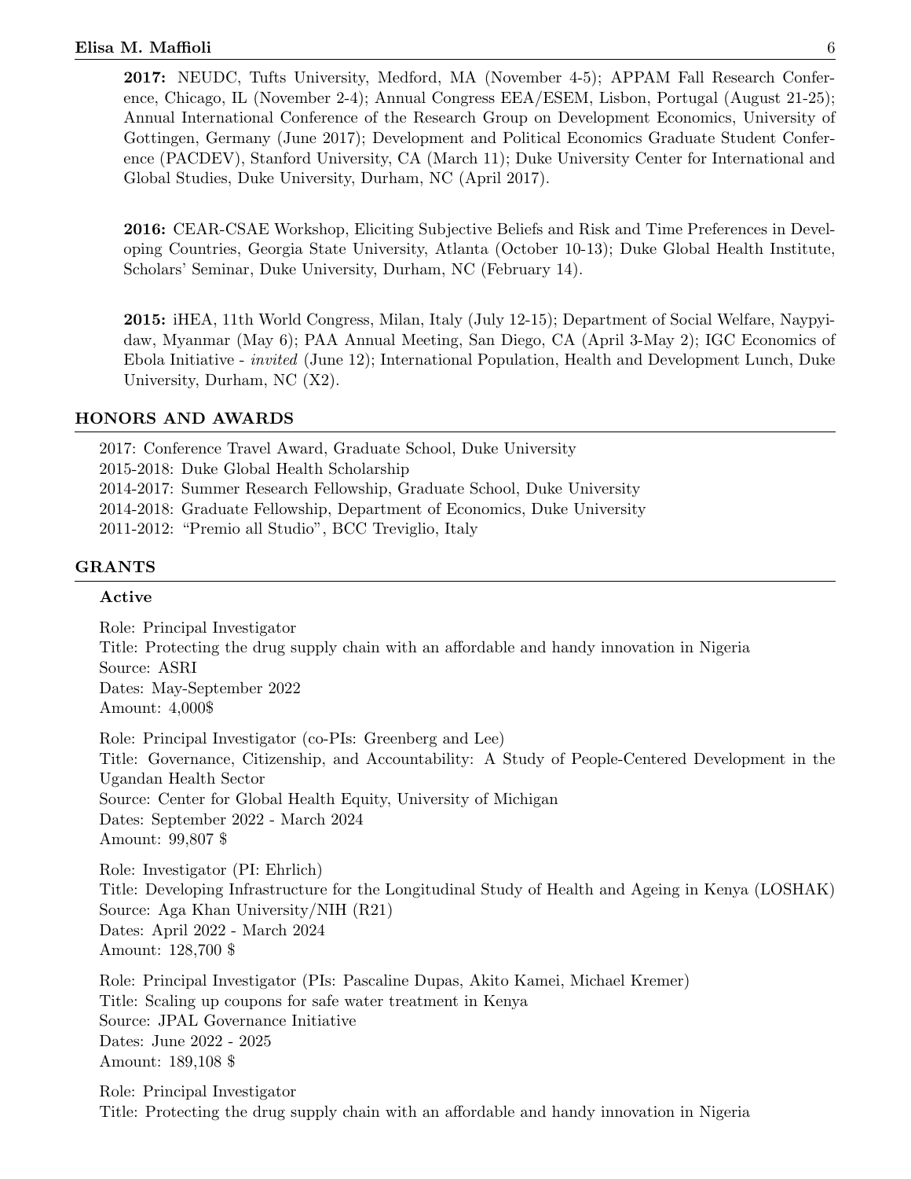**2017:** NEUDC, Tufts University, Medford, MA (November 4-5); APPAM Fall Research Conference, Chicago, IL (November 2-4); Annual Congress EEA/ESEM, Lisbon, Portugal (August 21-25); Annual International Conference of the Research Group on Development Economics, University of Gottingen, Germany (June 2017); Development and Political Economics Graduate Student Conference (PACDEV), Stanford University, CA (March 11); Duke University Center for International and Global Studies, Duke University, Durham, NC (April 2017).

**2016:** CEAR-CSAE Workshop, Eliciting Subjective Beliefs and Risk and Time Preferences in Developing Countries, Georgia State University, Atlanta (October 10-13); Duke Global Health Institute, Scholars' Seminar, Duke University, Durham, NC (February 14).

**2015:** iHEA, 11th World Congress, Milan, Italy (July 12-15); Department of Social Welfare, Naypyidaw, Myanmar (May 6); PAA Annual Meeting, San Diego, CA (April 3-May 2); IGC Economics of Ebola Initiative - *invited* (June 12); International Population, Health and Development Lunch, Duke University, Durham, NC (X2).

## HONORS AND AWARDS

2017: Conference Travel Award, Graduate School, Duke University
2015-2018: Duke Global Health Scholarship
2014-2017: Summer Research Fellowship, Graduate School, Duke University
2014-2018: Graduate Fellowship, Department of Economics, Duke University
2011-2012: "Premio all Studio", BCC Treviglio, Italy

## GRANTS

### Active

Role: Principal Investigator
Title: Protecting the drug supply chain with an affordable and handy innovation in Nigeria
Source: ASRI
Dates: May-September 2022
Amount: 4,000$

Role: Principal Investigator (co-PIs: Greenberg and Lee)
Title: Governance, Citizenship, and Accountability: A Study of People-Centered Development in the Ugandan Health Sector
Source: Center for Global Health Equity, University of Michigan
Dates: September 2022 - March 2024
Amount: 99,807 $

Role: Investigator (PI: Ehrlich)
Title: Developing Infrastructure for the Longitudinal Study of Health and Ageing in Kenya (LOSHAK)
Source: Aga Khan University/NIH (R21)
Dates: April 2022 - March 2024
Amount: 128,700 $

Role: Principal Investigator (PIs: Pascaline Dupas, Akito Kamei, Michael Kremer)
Title: Scaling up coupons for safe water treatment in Kenya
Source: JPAL Governance Initiative
Dates: June 2022 - 2025
Amount: 189,108 $

Role: Principal Investigator
Title: Protecting the drug supply chain with an affordable and handy innovation in Nigeria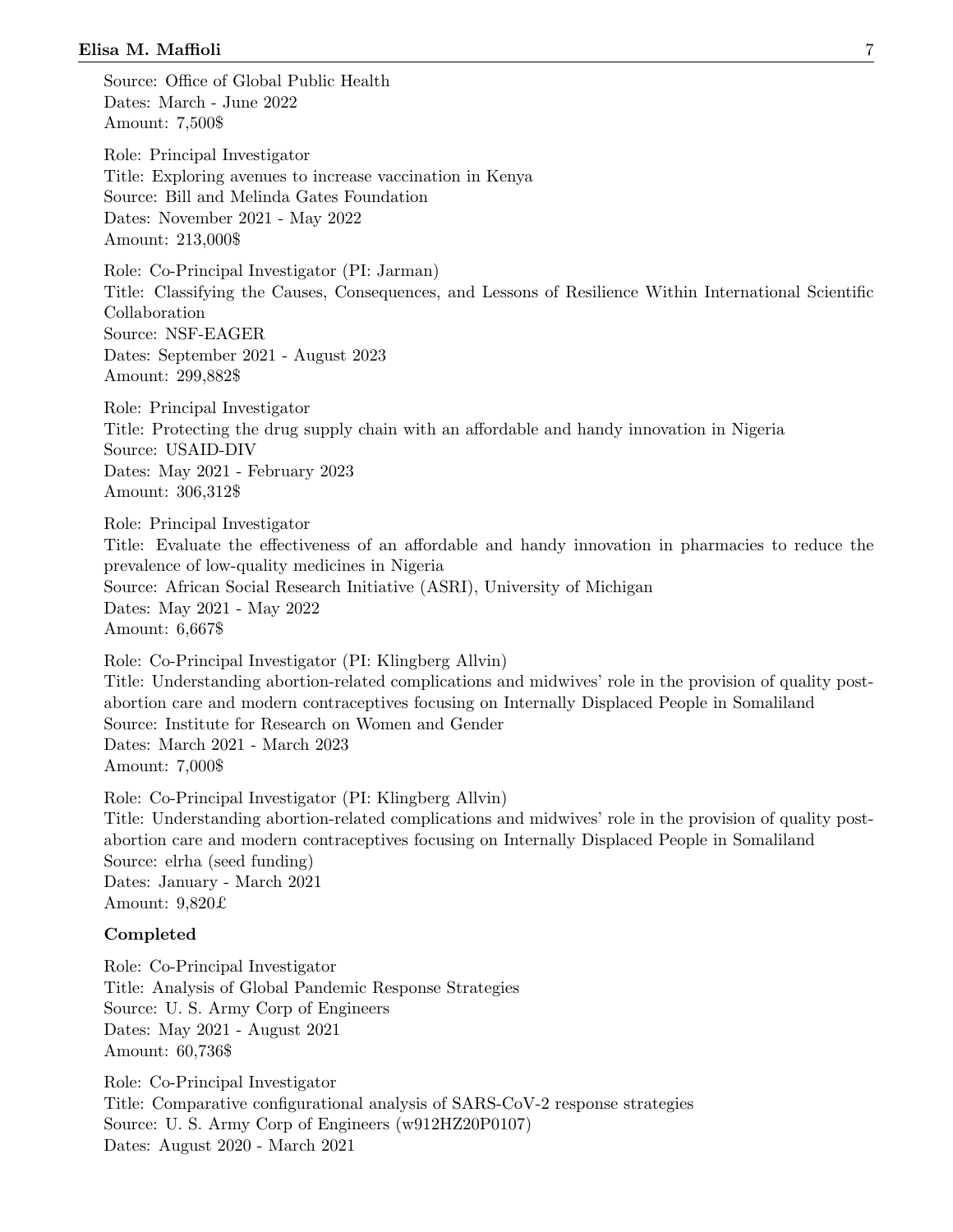Source: Office of Global Public Health
Dates: March - June 2022
Amount: 7,500$

Role: Principal Investigator
Title: Exploring avenues to increase vaccination in Kenya
Source: Bill and Melinda Gates Foundation
Dates: November 2021 - May 2022
Amount: 213,000$

Role: Co-Principal Investigator (PI: Jarman)
Title: Classifying the Causes, Consequences, and Lessons of Resilience Within International Scientific Collaboration
Source: NSF-EAGER
Dates: September 2021 - August 2023
Amount: 299,882$

Role: Principal Investigator
Title: Protecting the drug supply chain with an affordable and handy innovation in Nigeria
Source: USAID-DIV
Dates: May 2021 - February 2023
Amount: 306,312$

Role: Principal Investigator
Title: Evaluate the effectiveness of an affordable and handy innovation in pharmacies to reduce the prevalence of low-quality medicines in Nigeria
Source: African Social Research Initiative (ASRI), University of Michigan
Dates: May 2021 - May 2022
Amount: 6,667$

Role: Co-Principal Investigator (PI: Klingberg Allvin)
Title: Understanding abortion-related complications and midwives' role in the provision of quality post-abortion care and modern contraceptives focusing on Internally Displaced People in Somaliland
Source: Institute for Research on Women and Gender
Dates: March 2021 - March 2023
Amount: 7,000$

Role: Co-Principal Investigator (PI: Klingberg Allvin)
Title: Understanding abortion-related complications and midwives' role in the provision of quality post-abortion care and modern contraceptives focusing on Internally Displaced People in Somaliland
Source: elrha (seed funding)
Dates: January - March 2021
Amount: 9,820£

**Completed**

Role: Co-Principal Investigator
Title: Analysis of Global Pandemic Response Strategies
Source: U. S. Army Corp of Engineers
Dates: May 2021 - August 2021
Amount: 60,736$

Role: Co-Principal Investigator
Title: Comparative configurational analysis of SARS-CoV-2 response strategies
Source: U. S. Army Corp of Engineers (w912HZ20P0107)
Dates: August 2020 - March 2021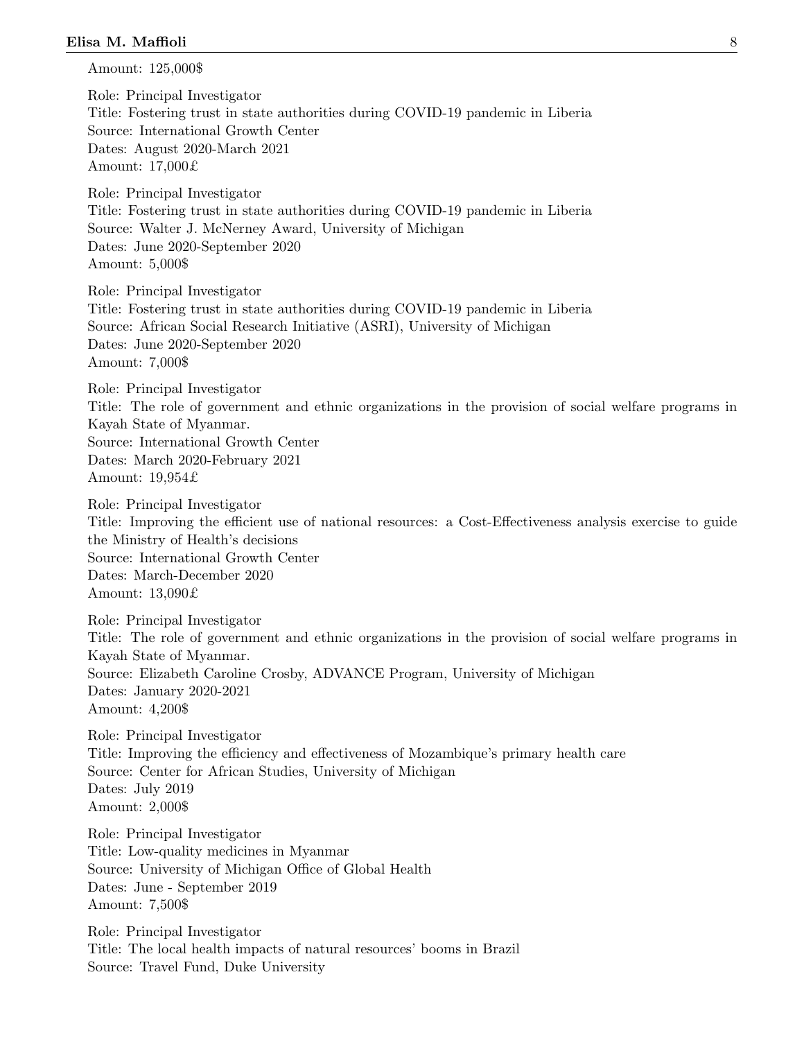Amount: 125,000$

Role: Principal Investigator
Title: Fostering trust in state authorities during COVID-19 pandemic in Liberia
Source: International Growth Center
Dates: August 2020-March 2021
Amount: 17,000£

Role: Principal Investigator
Title: Fostering trust in state authorities during COVID-19 pandemic in Liberia
Source: Walter J. McNerney Award, University of Michigan
Dates: June 2020-September 2020
Amount: 5,000$

Role: Principal Investigator
Title: Fostering trust in state authorities during COVID-19 pandemic in Liberia
Source: African Social Research Initiative (ASRI), University of Michigan
Dates: June 2020-September 2020
Amount: 7,000$

Role: Principal Investigator
Title: The role of government and ethnic organizations in the provision of social welfare programs in Kayah State of Myanmar.
Source: International Growth Center
Dates: March 2020-February 2021
Amount: 19,954£

Role: Principal Investigator
Title: Improving the efficient use of national resources: a Cost-Effectiveness analysis exercise to guide the Ministry of Health's decisions
Source: International Growth Center
Dates: March-December 2020
Amount: 13,090£

Role: Principal Investigator
Title: The role of government and ethnic organizations in the provision of social welfare programs in Kayah State of Myanmar.
Source: Elizabeth Caroline Crosby, ADVANCE Program, University of Michigan
Dates: January 2020-2021
Amount: 4,200$

Role: Principal Investigator
Title: Improving the efficiency and effectiveness of Mozambique's primary health care
Source: Center for African Studies, University of Michigan
Dates: July 2019
Amount: 2,000$

Role: Principal Investigator
Title: Low-quality medicines in Myanmar
Source: University of Michigan Office of Global Health
Dates: June - September 2019
Amount: 7,500$

Role: Principal Investigator
Title: The local health impacts of natural resources' booms in Brazil
Source: Travel Fund, Duke University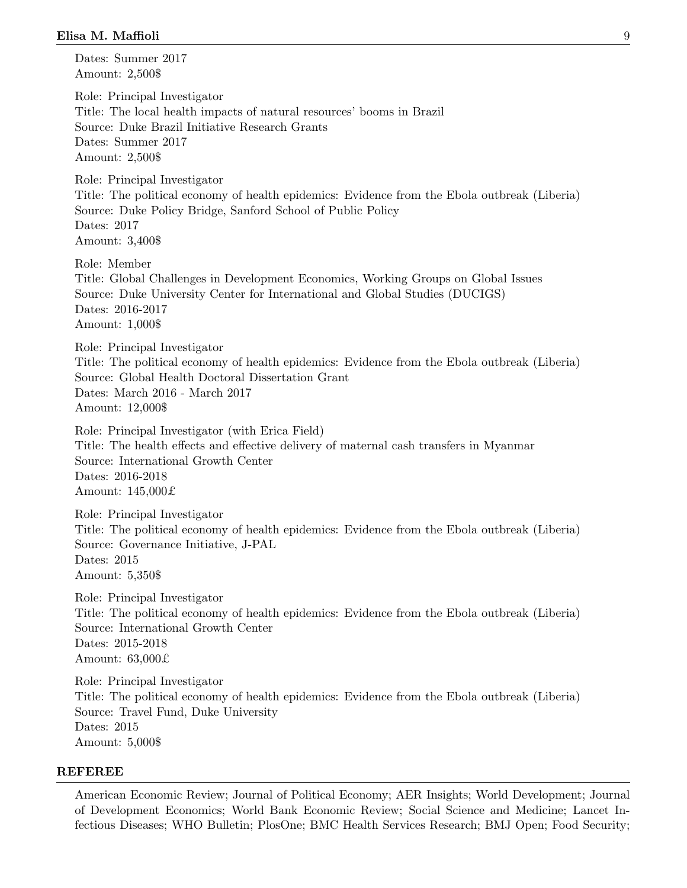Dates: Summer 2017
Amount: 2,500$

Role: Principal Investigator
Title: The local health impacts of natural resources' booms in Brazil
Source: Duke Brazil Initiative Research Grants
Dates: Summer 2017
Amount: 2,500$

Role: Principal Investigator
Title: The political economy of health epidemics: Evidence from the Ebola outbreak (Liberia)
Source: Duke Policy Bridge, Sanford School of Public Policy
Dates: 2017
Amount: 3,400$

Role: Member
Title: Global Challenges in Development Economics, Working Groups on Global Issues
Source: Duke University Center for International and Global Studies (DUCIGS)
Dates: 2016-2017
Amount: 1,000$

Role: Principal Investigator
Title: The political economy of health epidemics: Evidence from the Ebola outbreak (Liberia)
Source: Global Health Doctoral Dissertation Grant
Dates: March 2016 - March 2017
Amount: 12,000$

Role: Principal Investigator (with Erica Field)
Title: The health effects and effective delivery of maternal cash transfers in Myanmar
Source: International Growth Center
Dates: 2016-2018
Amount: 145,000£

Role: Principal Investigator
Title: The political economy of health epidemics: Evidence from the Ebola outbreak (Liberia)
Source: Governance Initiative, J-PAL
Dates: 2015
Amount: 5,350$

Role: Principal Investigator
Title: The political economy of health epidemics: Evidence from the Ebola outbreak (Liberia)
Source: International Growth Center
Dates: 2015-2018
Amount: 63,000£

Role: Principal Investigator
Title: The political economy of health epidemics: Evidence from the Ebola outbreak (Liberia)
Source: Travel Fund, Duke University
Dates: 2015
Amount: 5,000$

## REFEREE

American Economic Review; Journal of Political Economy; AER Insights; World Development; Journal of Development Economics; World Bank Economic Review; Social Science and Medicine; Lancet Infectious Diseases; WHO Bulletin; PlosOne; BMC Health Services Research; BMJ Open; Food Security;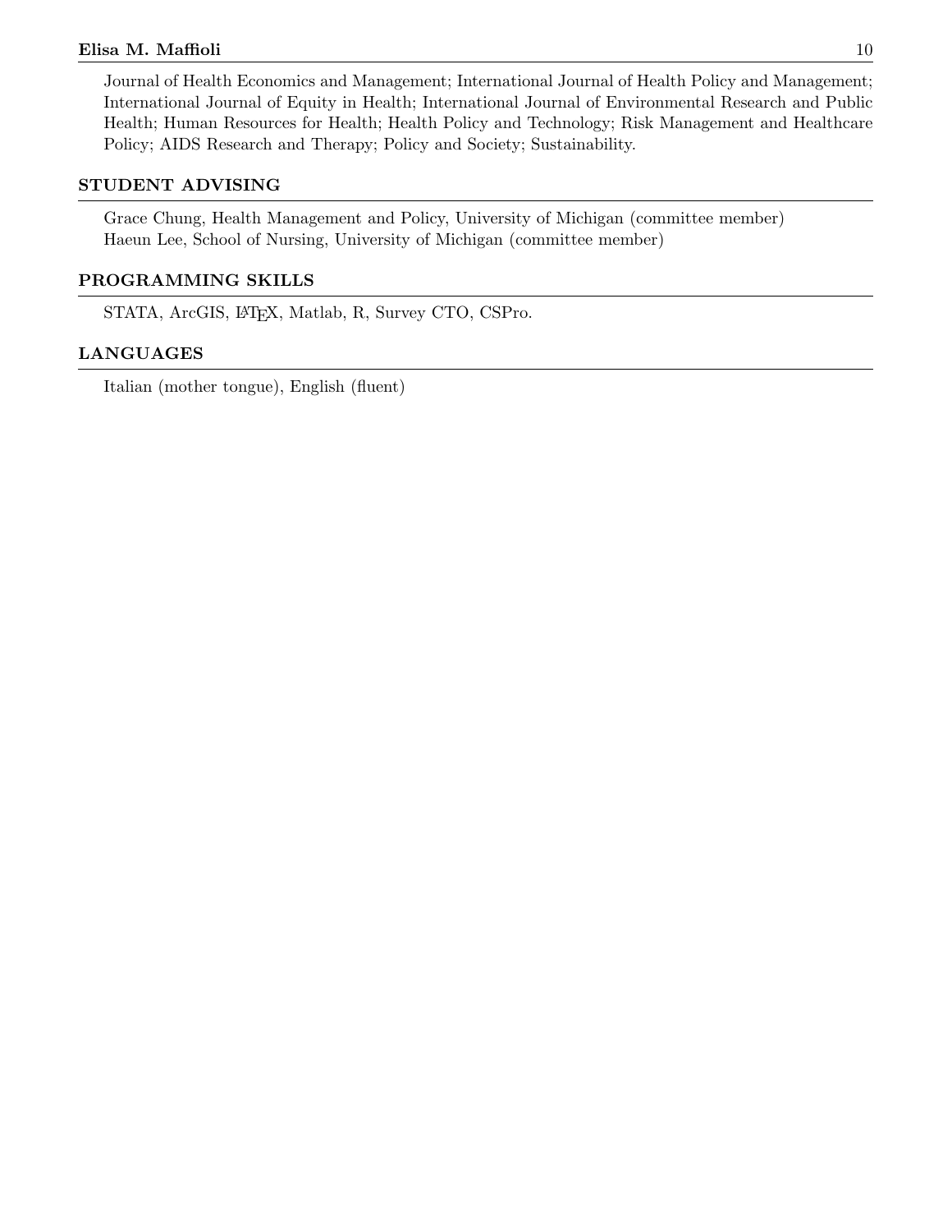Journal of Health Economics and Management; International Journal of Health Policy and Management; International Journal of Equity in Health; International Journal of Environmental Research and Public Health; Human Resources for Health; Health Policy and Technology; Risk Management and Healthcare Policy; AIDS Research and Therapy; Policy and Society; Sustainability.

## STUDENT ADVISING

Grace Chung, Health Management and Policy, University of Michigan (committee member)
Haeun Lee, School of Nursing, University of Michigan (committee member)

## PROGRAMMING SKILLS

STATA, ArcGIS, LaTeX, Matlab, R, Survey CTO, CSPro.

## LANGUAGES

Italian (mother tongue), English (fluent)